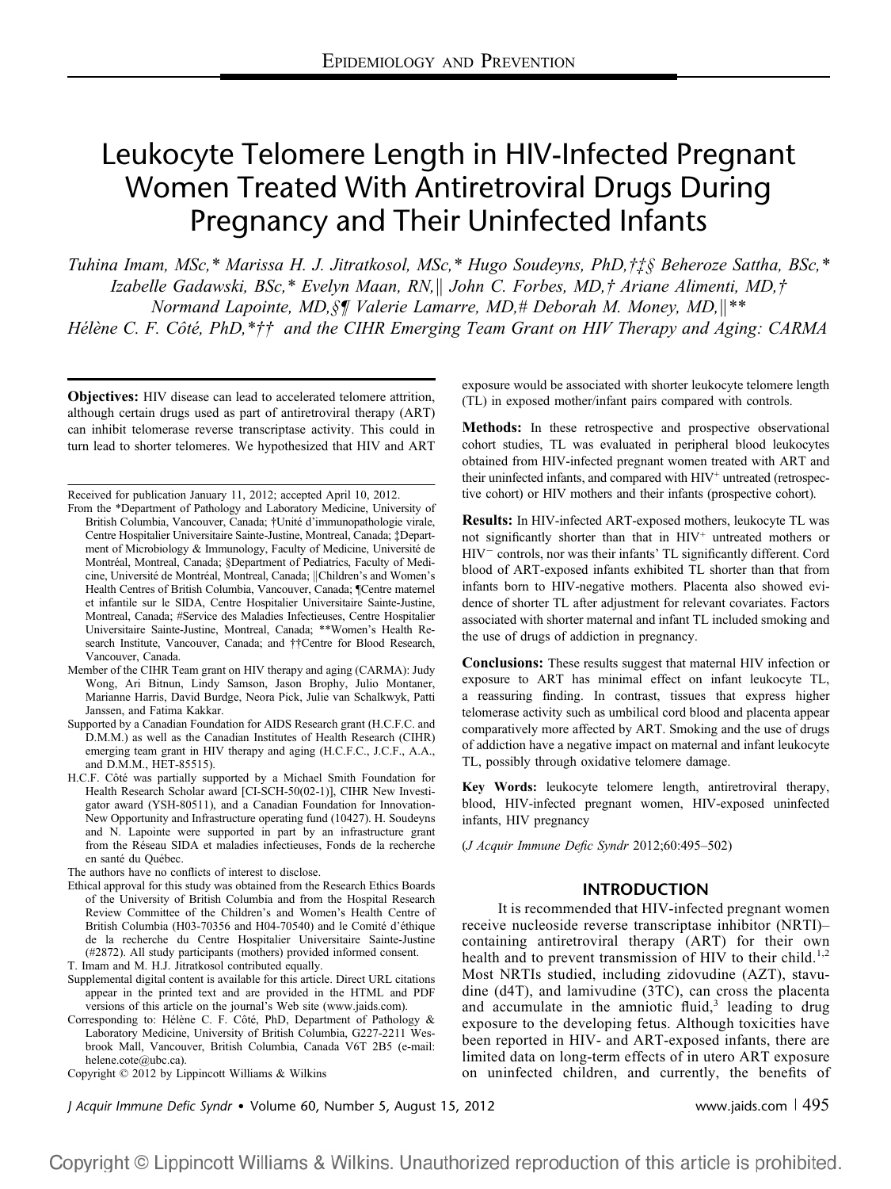# Leukocyte Telomere Length in HIV-Infected Pregnant Women Treated With Antiretroviral Drugs During Pregnancy and Their Uninfected Infants

*Tuhina Imam, MSc,\* Marissa H. J. Jitratkosol, MSc,\* Hugo Soudeyns, PhD,†‡§ Beheroze Sattha, BSc,\* Izabelle Gadawski, BSc,\* Evelyn Maan, RN,‖ John C. Forbes, MD,† Ariane Alimenti, MD,† Normand Lapointe, MD,§¶ Valerie Lamarre, MD,# Deborah M. Money, MD,‖\*\* Hélène C. F. Côté, PhD,\*†† and the CIHR Emerging Team Grant on HIV Therapy and Aging: CARMA*

**Objectives:** HIV disease can lead to accelerated telomere attrition, although certain drugs used as part of antiretroviral therapy (ART) can inhibit telomerase reverse transcriptase activity. This could in turn lead to shorter telomeres. We hypothesized that HIV and ART exposure would be associated with shorter leukocyte telomere length (TL) in exposed mother/infant pairs compared with controls.

**Methods:** In these retrospective and prospective observational cohort studies, TL was evaluated in peripheral blood leukocytes obtained from HIV-infected pregnant women treated with ART and their uninfected infants, and compared with $HIV^+$ untreated (retrospective cohort) or HIV mothers and their infants (prospective cohort).

**Results:** In HIV-infected ART-exposed mothers, leukocyte TL was not significantly shorter than that in $HIV^+$ untreated mothers or $HIV^-$ controls, nor was their infants' TL significantly different. Cord blood of ART-exposed infants exhibited TL shorter than that from infants born to HIV-negative mothers. Placenta also showed evidence of shorter TL after adjustment for relevant covariates. Factors associated with shorter maternal and infant TL included smoking and the use of drugs of addiction in pregnancy.

**Conclusions:** These results suggest that maternal HIV infection or exposure to ART has minimal effect on infant leukocyte TL, a reassuring finding. In contrast, tissues that express higher telomerase activity such as umbilical cord blood and placenta appear comparatively more affected by ART. Smoking and the use of drugs of addiction have a negative impact on maternal and infant leukocyte TL, possibly through oxidative telomere damage.

**Key Words:** leukocyte telomere length, antiretroviral therapy, blood, HIV-infected pregnant women, HIV-exposed uninfected infants, HIV pregnancy

(*J Acquir Immune Defic Syndr* 2012;60:495–502)

Received for publication January 11, 2012; accepted April 10, 2012.

From the \*Department of Pathology and Laboratory Medicine, University of British Columbia, Vancouver, Canada; †Unité d'immunopathologie virale, Centre Hospitalier Universitaire Sainte-Justine, Montreal, Canada; ‡Department of Microbiology & Immunology, Faculty of Medicine, Université de Montréal, Montreal, Canada; §Department of Pediatrics, Faculty of Medicine, Université de Montréal, Montreal, Canada; ‖Children's and Women's Health Centres of British Columbia, Vancouver, Canada; ¶Centre maternel et infantile sur le SIDA, Centre Hospitalier Universitaire Sainte-Justine, Montreal, Canada; #Service des Maladies Infectieuses, Centre Hospitalier Universitaire Sainte-Justine, Montreal, Canada; \*\*Women's Health Research Institute, Vancouver, Canada; and ††Centre for Blood Research, Vancouver, Canada.

Member of the CIHR Team grant on HIV therapy and aging (CARMA): Judy Wong, Ari Bitnun, Lindy Samson, Jason Brophy, Julio Montaner, Marianne Harris, David Burdge, Neora Pick, Julie van Schalkwyk, Patti Janssen, and Fatima Kakkar.

Supported by a Canadian Foundation for AIDS Research grant (H.C.F.C. and D.M.M.) as well as the Canadian Institutes of Health Research (CIHR) emerging team grant in HIV therapy and aging (H.C.F.C., J.C.F., A.A., and D.M.M., HET-85515).

H.C.F. Côté was partially supported by a Michael Smith Foundation for Health Research Scholar award [CI-SCH-50(02-1)], CIHR New Investigator award (YSH-80511), and a Canadian Foundation for Innovation-New Opportunity and Infrastructure operating fund (10427). H. Soudeyns and N. Lapointe were supported in part by an infrastructure grant from the Réseau SIDA et maladies infectieuses, Fonds de la recherche en santé du Québec.

The authors have no conflicts of interest to disclose.

Ethical approval for this study was obtained from the Research Ethics Boards of the University of British Columbia and from the Hospital Research Review Committee of the Children's and Women's Health Centre of British Columbia (H03-70356 and H04-70540) and le Comité d'éthique de la recherche du Centre Hospitalier Universitaire Sainte-Justine (#2872). All study participants (mothers) provided informed consent.

T. Imam and M. H.J. Jitratkosol contributed equally.

Supplemental digital content is available for this article. Direct URL citations appear in the printed text and are provided in the HTML and PDF versions of this article on the journal's Web site (www.jaids.com).

Corresponding to: Hélène C. F. Côté, PhD, Department of Pathology & Laboratory Medicine, University of British Columbia, G227-2211 Wesbrook Mall, Vancouver, British Columbia, Canada V6T 2B5 (e-mail: helene.cote@ubc.ca).

Copyright © 2012 by Lippincott Williams & Wilkins

## INTRODUCTION

It is recommended that HIV-infected pregnant women receive nucleoside reverse transcriptase inhibitor (NRTI)–containing antiretroviral therapy (ART) for their own health and to prevent transmission of HIV to their child.[1,2] Most NRTIs studied, including zidovudine (AZT), stavudine (d4T), and lamivudine (3TC), can cross the placenta and accumulate in the amniotic fluid,[3] leading to drug exposure to the developing fetus. Although toxicities have been reported in HIV- and ART-exposed infants, there are limited data on long-term effects of in utero ART exposure on uninfected children, and currently, the benefits of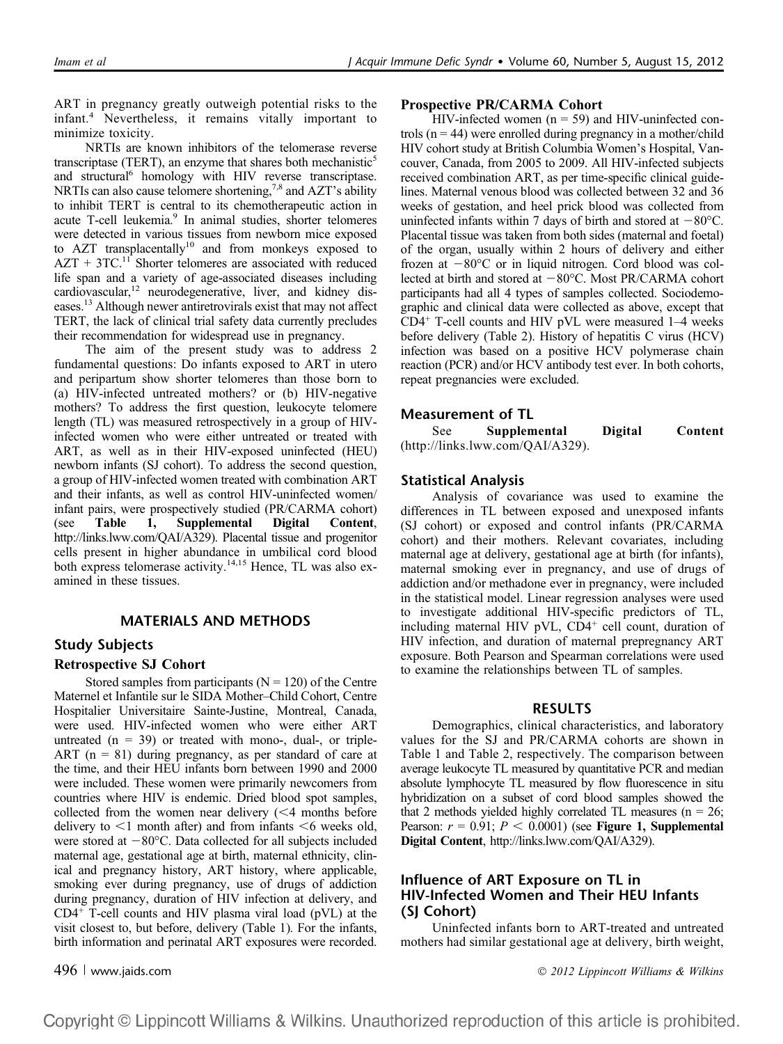ART in pregnancy greatly outweigh potential risks to the infant.[4] Nevertheless, it remains vitally important to minimize toxicity.

NRTIs are known inhibitors of the telomerase reverse transcriptase (TERT), an enzyme that shares both mechanistic[5] and structural[6] homology with HIV reverse transcriptase. NRTIs can also cause telomere shortening,[7,8] and AZT's ability to inhibit TERT is central to its chemotherapeutic action in acute T-cell leukemia.[9] In animal studies, shorter telomeres were detected in various tissues from newborn mice exposed to AZT transplacentally[10] and from monkeys exposed to AZT + 3TC.[11] Shorter telomeres are associated with reduced life span and a variety of age-associated diseases including cardiovascular,[12] neurodegenerative, liver, and kidney diseases.[13] Although newer antiretrovirals exist that may not affect TERT, the lack of clinical trial safety data currently precludes their recommendation for widespread use in pregnancy.

The aim of the present study was to address 2 fundamental questions: Do infants exposed to ART in utero and peripartum show shorter telomeres than those born to (a) HIV-infected untreated mothers? or (b) HIV-negative mothers? To address the first question, leukocyte telomere length (TL) was measured retrospectively in a group of HIV-infected women who were either untreated or treated with ART, as well as in their HIV-exposed uninfected (HEU) newborn infants (SJ cohort). To address the second question, a group of HIV-infected women treated with combination ART and their infants, as well as control HIV-uninfected women/infant pairs, were prospectively studied (PR/CARMA cohort) (see **Table 1, Supplemental Digital Content**, http://links.lww.com/QAI/A329). Placental tissue and progenitor cells present in higher abundance in umbilical cord blood both express telomerase activity.[14,15] Hence, TL was also examined in these tissues.

## MATERIALS AND METHODS

### Study Subjects

#### Retrospective SJ Cohort

Stored samples from participants (N = 120) of the Centre Maternel et Infantile sur le SIDA Mother–Child Cohort, Centre Hospitalier Universitaire Sainte-Justine, Montreal, Canada, were used. HIV-infected women who were either ART untreated (n = 39) or treated with mono-, dual-, or triple-ART (n = 81) during pregnancy, as per standard of care at the time, and their HEU infants born between 1990 and 2000 were included. These women were primarily newcomers from countries where HIV is endemic. Dried blood spot samples, collected from the women near delivery (<4 months before delivery to <1 month after) and from infants <6 weeks old, were stored at −80°C. Data collected for all subjects included maternal age, gestational age at birth, maternal ethnicity, clinical and pregnancy history, ART history, where applicable, smoking ever during pregnancy, use of drugs of addiction during pregnancy, duration of HIV infection at delivery, and $CD4^+$ T-cell counts and HIV plasma viral load (pVL) at the visit closest to, but before, delivery (Table 1). For the infants, birth information and perinatal ART exposures were recorded.

#### Prospective PR/CARMA Cohort

HIV-infected women (n = 59) and HIV-uninfected controls (n = 44) were enrolled during pregnancy in a mother/child HIV cohort study at British Columbia Women's Hospital, Vancouver, Canada, from 2005 to 2009. All HIV-infected subjects received combination ART, as per time-specific clinical guidelines. Maternal venous blood was collected between 32 and 36 weeks of gestation, and heel prick blood was collected from uninfected infants within 7 days of birth and stored at −80°C. Placental tissue was taken from both sides (maternal and foetal) of the organ, usually within 2 hours of delivery and either frozen at −80°C or in liquid nitrogen. Cord blood was collected at birth and stored at −80°C. Most PR/CARMA cohort participants had all 4 types of samples collected. Sociodemographic and clinical data were collected as above, except that $CD4^+$ T-cell counts and HIV pVL were measured 1–4 weeks before delivery (Table 2). History of hepatitis C virus (HCV) infection was based on a positive HCV polymerase chain reaction (PCR) and/or HCV antibody test ever. In both cohorts, repeat pregnancies were excluded.

### Measurement of TL

See **Supplemental Digital Content** (http://links.lww.com/QAI/A329).

### Statistical Analysis

Analysis of covariance was used to examine the differences in TL between exposed and unexposed infants (SJ cohort) or exposed and control infants (PR/CARMA cohort) and their mothers. Relevant covariates, including maternal age at delivery, gestational age at birth (for infants), maternal smoking ever in pregnancy, and use of drugs of addiction and/or methadone ever in pregnancy, were included in the statistical model. Linear regression analyses were used to investigate additional HIV-specific predictors of TL, including maternal HIV pVL, $CD4^+$ cell count, duration of HIV infection, and duration of maternal prepregnancy ART exposure. Both Pearson and Spearman correlations were used to examine the relationships between TL of samples.

## RESULTS

Demographics, clinical characteristics, and laboratory values for the SJ and PR/CARMA cohorts are shown in Table 1 and Table 2, respectively. The comparison between average leukocyte TL measured by quantitative PCR and median absolute lymphocyte TL measured by flow fluorescence in situ hybridization on a subset of cord blood samples showed the that 2 methods yielded highly correlated TL measures (n = 26; Pearson: $r = 0.91$; $P < 0.0001$) (see **Figure 1, Supplemental Digital Content**, http://links.lww.com/QAI/A329).

### Influence of ART Exposure on TL in HIV-Infected Women and Their HEU Infants (SJ Cohort)

Uninfected infants born to ART-treated and untreated mothers had similar gestational age at delivery, birth weight,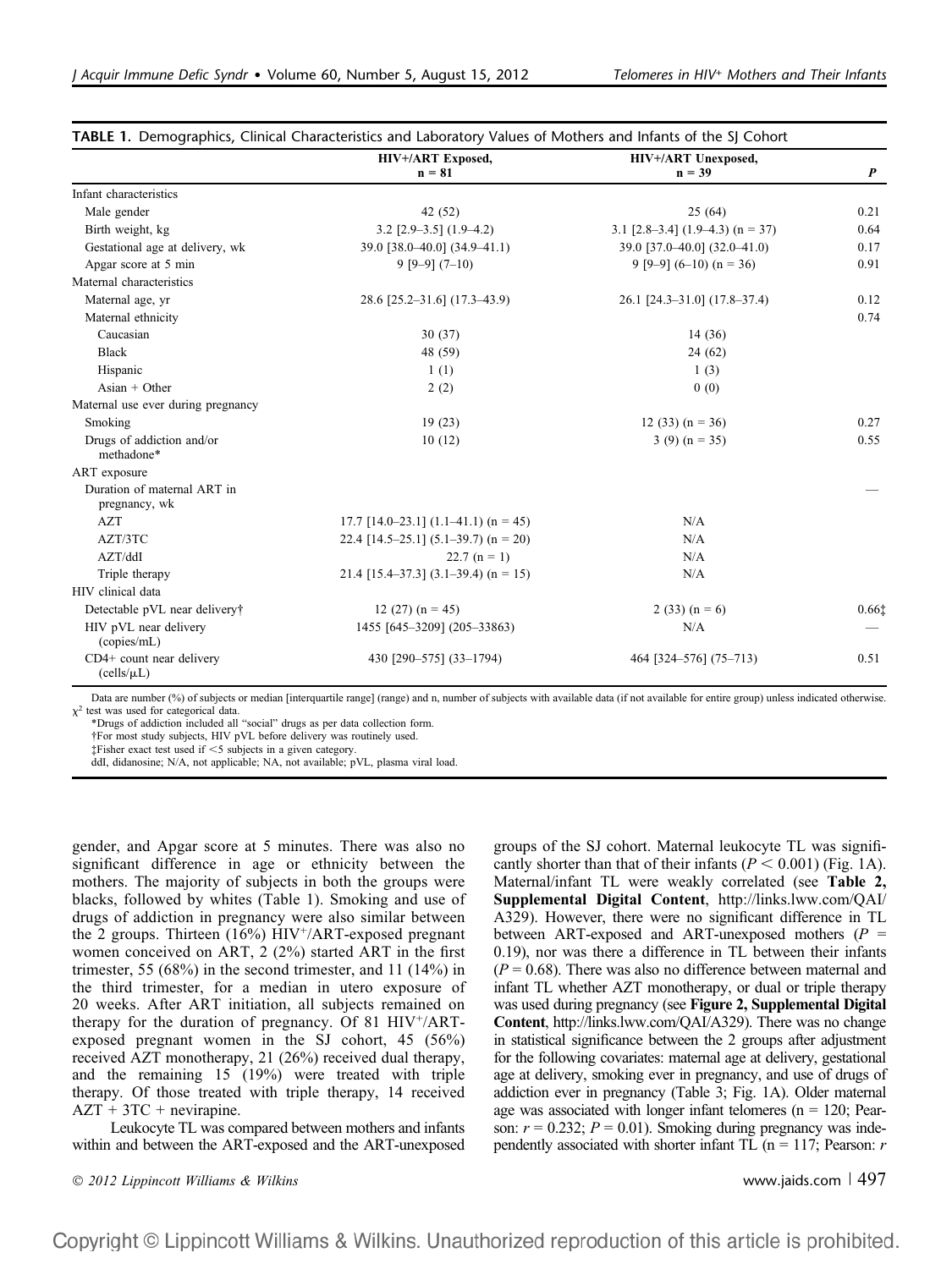**TABLE 1.** Demographics, Clinical Characteristics and Laboratory Values of Mothers and Infants of the SJ Cohort

| | HIV+/ART Exposed, n = 81 | HIV+/ART Unexposed, n = 39 | *P* |
|---|---|---|---|
| Infant characteristics | | | |
| Male gender | 42 (52) | 25 (64) | 0.21 |
| Birth weight, kg | 3.2 [2.9–3.5] (1.9–4.2) | 3.1 [2.8–3.4] (1.9–4.3) (n = 37) | 0.64 |
| Gestational age at delivery, wk | 39.0 [38.0–40.0] (34.9–41.1) | 39.0 [37.0–40.0] (32.0–41.0) | 0.17 |
| Apgar score at 5 min | 9 [9–9] (7–10) | 9 [9–9] (6–10) (n = 36) | 0.91 |
| Maternal characteristics | | | |
| Maternal age, yr | 28.6 [25.2–31.6] (17.3–43.9) | 26.1 [24.3–31.0] (17.8–37.4) | 0.12 |
| Maternal ethnicity | | | 0.74 |
| Caucasian | 30 (37) | 14 (36) | |
| Black | 48 (59) | 24 (62) | |
| Hispanic | 1 (1) | 1 (3) | |
| Asian + Other | 2 (2) | 0 (0) | |
| Maternal use ever during pregnancy | | | |
| Smoking | 19 (23) | 12 (33) (n = 36) | 0.27 |
| Drugs of addiction and/or methadone* | 10 (12) | 3 (9) (n = 35) | 0.55 |
| ART exposure | | | |
| Duration of maternal ART in pregnancy, wk | | | — |
| AZT | 17.7 [14.0–23.1] (1.1–41.1) (n = 45) | N/A | |
| AZT/3TC | 22.4 [14.5–25.1] (5.1–39.7) (n = 20) | N/A | |
| AZT/ddI | 22.7 (n = 1) | N/A | |
| Triple therapy | 21.4 [15.4–37.3] (3.1–39.4) (n = 15) | N/A | |
| HIV clinical data | | | |
| Detectable pVL near delivery† | 12 (27) (n = 45) | 2 (33) (n = 6) | 0.66‡ |
| HIV pVL near delivery (copies/mL) | 1455 [645–3209] (205–33863) | N/A | — |
| CD4+ count near delivery (cells/μL) | 430 [290–575] (33–1794) | 464 [324–576] (75–713) | 0.51 |

Data are number (%) of subjects or median [interquartile range] (range) and n, number of subjects with available data (if not available for entire group) unless indicated otherwise. $\chi^2$ test was used for categorical data.
*Drugs of addiction included all "social" drugs as per data collection form.
†For most study subjects, HIV pVL before delivery was routinely used.
‡Fisher exact test used if <5 subjects in a given category.
ddI, didanosine; N/A, not applicable; NA, not available; pVL, plasma viral load.

gender, and Apgar score at 5 minutes. There was also no significant difference in age or ethnicity between the mothers. The majority of subjects in both the groups were blacks, followed by whites (Table 1). Smoking and use of drugs of addiction in pregnancy were also similar between the 2 groups. Thirteen (16%) HIV$^+$/ART-exposed pregnant women conceived on ART, 2 (2%) started ART in the first trimester, 55 (68%) in the second trimester, and 11 (14%) in the third trimester, for a median in utero exposure of 20 weeks. After ART initiation, all subjects remained on therapy for the duration of pregnancy. Of 81 HIV$^+$/ART-exposed pregnant women in the SJ cohort, 45 (56%) received AZT monotherapy, 21 (26%) received dual therapy, and the remaining 15 (19%) were treated with triple therapy. Of those treated with triple therapy, 14 received AZT + 3TC + nevirapine.

Leukocyte TL was compared between mothers and infants within and between the ART-exposed and the ART-unexposed groups of the SJ cohort. Maternal leukocyte TL was significantly shorter than that of their infants ($P < 0.001$) (Fig. 1A). Maternal/infant TL were weakly correlated (see **Table 2, Supplemental Digital Content**, http://links.lww.com/QAI/A329). However, there were no significant difference in TL between ART-exposed and ART-unexposed mothers ($P = 0.19$), nor was there a difference in TL between their infants ($P = 0.68$). There was also no difference between maternal and infant TL whether AZT monotherapy, or dual or triple therapy was used during pregnancy (see **Figure 2, Supplemental Digital Content**, http://links.lww.com/QAI/A329). There was no change in statistical significance between the 2 groups after adjustment for the following covariates: maternal age at delivery, gestational age at delivery, smoking ever in pregnancy, and use of drugs of addiction ever in pregnancy (Table 3; Fig. 1A). Older maternal age was associated with longer infant telomeres (n = 120; Pearson: $r = 0.232$; $P = 0.01$). Smoking during pregnancy was independently associated with shorter infant TL (n = 117; Pearson: $r$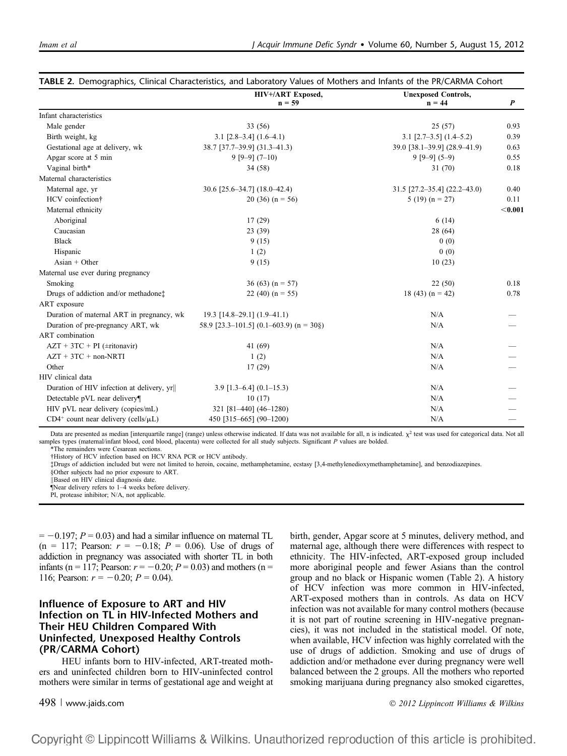**TABLE 2.** Demographics, Clinical Characteristics, and Laboratory Values of Mothers and Infants of the PR/CARMA Cohort

| | HIV+/ART Exposed, n = 59 | Unexposed Controls, n = 44 | *P* |
|---|---|---|---|
| Infant characteristics | | | |
| Male gender | 33 (56) | 25 (57) | 0.93 |
| Birth weight, kg | 3.1 [2.8–3.4] (1.6–4.1) | 3.1 [2.7–3.5] (1.4–5.2) | 0.39 |
| Gestational age at delivery, wk | 38.7 [37.7–39.9] (31.3–41.3) | 39.0 [38.1–39.9] (28.9–41.9) | 0.63 |
| Apgar score at 5 min | 9 [9–9] (7–10) | 9 [9–9] (5–9) | 0.55 |
| Vaginal birth* | 34 (58) | 31 (70) | 0.18 |
| Maternal characteristics | | | |
| Maternal age, yr | 30.6 [25.6–34.7] (18.0–42.4) | 31.5 [27.2–35.4] (22.2–43.0) | 0.40 |
| HCV coinfection† | 20 (36) (n = 56) | 5 (19) (n = 27) | 0.11 |
| Maternal ethnicity | | | **<0.001** |
| Aboriginal | 17 (29) | 6 (14) | |
| Caucasian | 23 (39) | 28 (64) | |
| Black | 9 (15) | 0 (0) | |
| Hispanic | 1 (2) | 0 (0) | |
| Asian + Other | 9 (15) | 10 (23) | |
| Maternal use ever during pregnancy | | | |
| Smoking | 36 (63) (n = 57) | 22 (50) | 0.18 |
| Drugs of addiction and/or methadone‡ | 22 (40) (n = 55) | 18 (43) (n = 42) | 0.78 |
| ART exposure | | | |
| Duration of maternal ART in pregnancy, wk | 19.3 [14.8–29.1] (1.9–41.1) | N/A | — |
| Duration of pre-pregnancy ART, wk | 58.9 [23.3–101.5] (0.1–603.9) (n = 30§) | N/A | — |
| ART combination | | | |
| AZT + 3TC + PI (±ritonavir) | 41 (69) | N/A | — |
| AZT + 3TC + non-NRTI | 1 (2) | N/A | — |
| Other | 17 (29) | N/A | — |
| HIV clinical data | | | |
| Duration of HIV infection at delivery, yr‖ | 3.9 [1.3–6.4] (0.1–15.3) | N/A | — |
| Detectable pVL near delivery¶ | 10 (17) | N/A | — |
| HIV pVL near delivery (copies/mL) | 321 [81–440] (46–1280) | N/A | — |
| $CD4^+$ count near delivery (cells/μL) | 450 [315–665] (90–1200) | N/A | — |

Data are presented as median [interquartile range] (range) unless otherwise indicated. If data was not available for all, n is indicated. $\chi^2$ test was used for categorical data. Not all samples types (maternal/infant blood, cord blood, placenta) were collected for all study subjects. Significant *P* values are bolded.

*The remainders were Cesarean sections.

†History of HCV infection based on HCV RNA PCR or HCV antibody.

‡Drugs of addiction included but were not limited to heroin, cocaine, methamphetamine, ecstasy [3,4-methylenedioxymethamphetamine], and benzodiazepines.

§Other subjects had no prior exposure to ART.

‖Based on HIV clinical diagnosis date.

¶Near delivery refers to 1–4 weeks before delivery.

PI, protease inhibitor; N/A, not applicable.

$= -0.197$; $P = 0.03$) and had a similar influence on maternal TL (n = 117; Pearson: $r = -0.18$; $P = 0.06$). Use of drugs of addiction in pregnancy was associated with shorter TL in both infants (n = 117; Pearson: $r = -0.20$; $P = 0.03$) and mothers (n = 116; Pearson: $r = -0.20$; $P = 0.04$).

### Influence of Exposure to ART and HIV Infection on TL in HIV-Infected Mothers and Their HEU Children Compared With Uninfected, Unexposed Healthy Controls (PR/CARMA Cohort)

HEU infants born to HIV-infected, ART-treated mothers and uninfected children born to HIV-uninfected control mothers were similar in terms of gestational age and weight at birth, gender, Apgar score at 5 minutes, delivery method, and maternal age, although there were differences with respect to ethnicity. The HIV-infected, ART-exposed group included more aboriginal people and fewer Asians than the control group and no black or Hispanic women (Table 2). A history of HCV infection was more common in HIV-infected, ART-exposed mothers than in controls. As data on HCV infection was not available for many control mothers (because it is not part of routine screening in HIV-negative pregnancies), it was not included in the statistical model. Of note, when available, HCV infection was highly correlated with the use of drugs of addiction. Smoking and use of drugs of addiction and/or methadone ever during pregnancy were well balanced between the 2 groups. All the mothers who reported smoking marijuana during pregnancy also smoked cigarettes,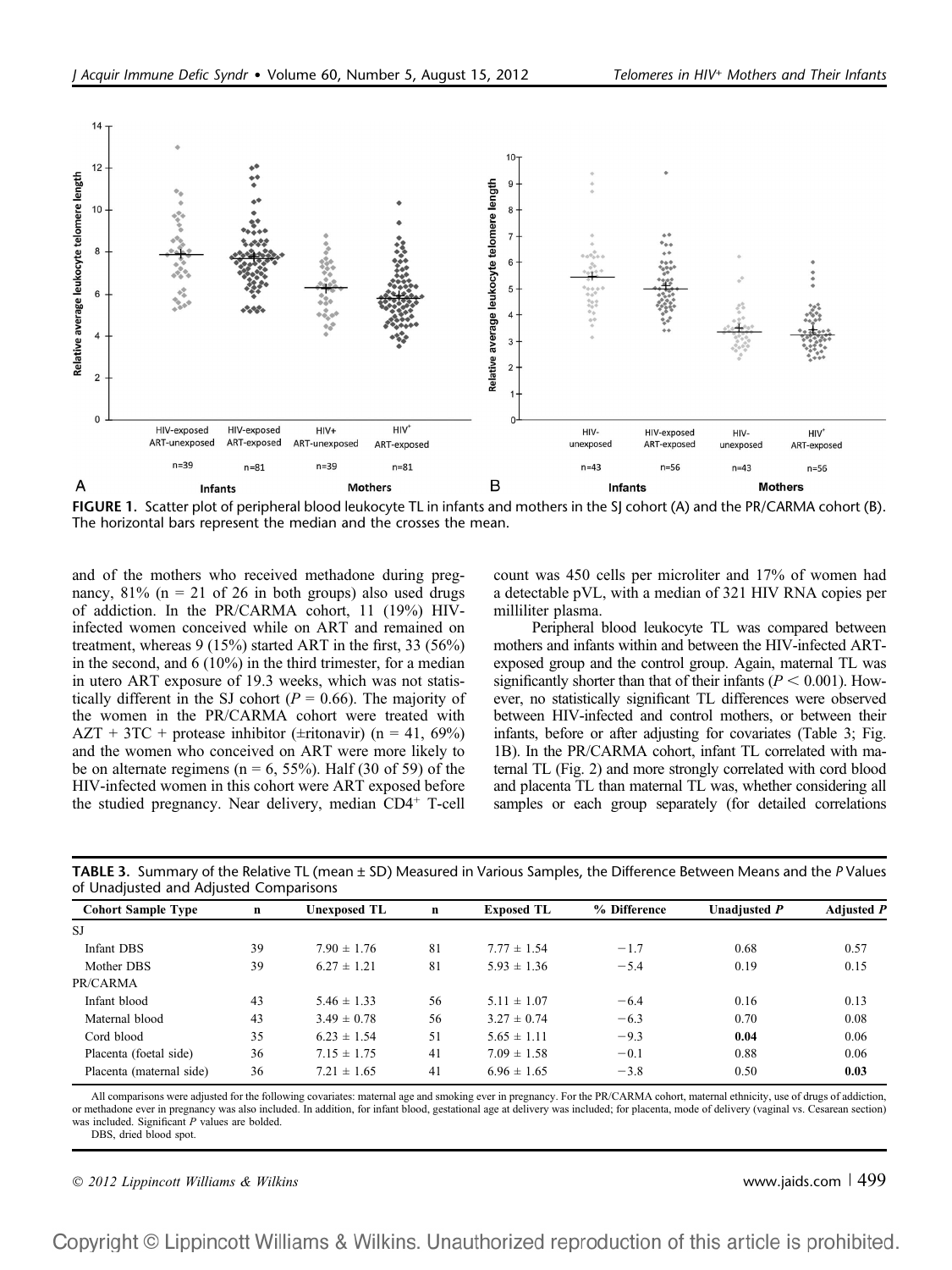FIGURE 1. Scatter plot of peripheral blood leukocyte TL in infants and mothers in the SJ cohort (A) and the PR/CARMA cohort (B). The horizontal bars represent the median and the crosses the mean.

and of the mothers who received methadone during pregnancy, 81% (n = 21 of 26 in both groups) also used drugs of addiction. In the PR/CARMA cohort, 11 (19%) HIV-infected women conceived while on ART and remained on treatment, whereas 9 (15%) started ART in the first, 33 (56%) in the second, and 6 (10%) in the third trimester, for a median in utero ART exposure of 19.3 weeks, which was not statistically different in the SJ cohort ($P = 0.66$). The majority of the women in the PR/CARMA cohort were treated with AZT + 3TC + protease inhibitor (±ritonavir) (n = 41, 69%) and the women who conceived on ART were more likely to be on alternate regimens (n = 6, 55%). Half (30 of 59) of the HIV-infected women in this cohort were ART exposed before the studied pregnancy. Near delivery, median $CD4^+$ T-cell count was 450 cells per microliter and 17% of women had a detectable pVL, with a median of 321 HIV RNA copies per milliliter plasma.

Peripheral blood leukocyte TL was compared between mothers and infants within and between the HIV-infected ART-exposed group and the control group. Again, maternal TL was significantly shorter than that of their infants ($P < 0.001$). However, no statistically significant TL differences were observed between HIV-infected and control mothers, or between their infants, before or after adjusting for covariates (Table 3; Fig. 1B). In the PR/CARMA cohort, infant TL correlated with maternal TL (Fig. 2) and more strongly correlated with cord blood and placenta TL than maternal TL was, whether considering all samples or each group separately (for detailed correlations

**TABLE 3.** Summary of the Relative TL (mean ± SD) Measured in Various Samples, the Difference Between Means and the *P* Values of Unadjusted and Adjusted Comparisons

| Cohort Sample Type | n | Unexposed TL | n | Exposed TL | % Difference | Unadjusted *P* | Adjusted *P* |
|---|---|---|---|---|---|---|---|
| SJ | | | | | | | |
| Infant DBS | 39 | 7.90 ± 1.76 | 81 | 7.77 ± 1.54 | −1.7 | 0.68 | 0.57 |
| Mother DBS | 39 | 6.27 ± 1.21 | 81 | 5.93 ± 1.36 | −5.4 | 0.19 | 0.15 |
| PR/CARMA | | | | | | | |
| Infant blood | 43 | 5.46 ± 1.33 | 56 | 5.11 ± 1.07 | −6.4 | 0.16 | 0.13 |
| Maternal blood | 43 | 3.49 ± 0.78 | 56 | 3.27 ± 0.74 | −6.3 | 0.70 | 0.08 |
| Cord blood | 35 | 6.23 ± 1.54 | 51 | 5.65 ± 1.11 | −9.3 | **0.04** | 0.06 |
| Placenta (foetal side) | 36 | 7.15 ± 1.75 | 41 | 7.09 ± 1.58 | −0.1 | 0.88 | 0.06 |
| Placenta (maternal side) | 36 | 7.21 ± 1.65 | 41 | 6.96 ± 1.65 | −3.8 | 0.50 | **0.03** |

All comparisons were adjusted for the following covariates: maternal age and smoking ever in pregnancy. For the PR/CARMA cohort, maternal ethnicity, use of drugs of addiction, or methadone ever in pregnancy was also included. In addition, for infant blood, gestational age at delivery was included; for placenta, mode of delivery (vaginal vs. Cesarean section) was included. Significant *P* values are bolded.

DBS, dried blood spot.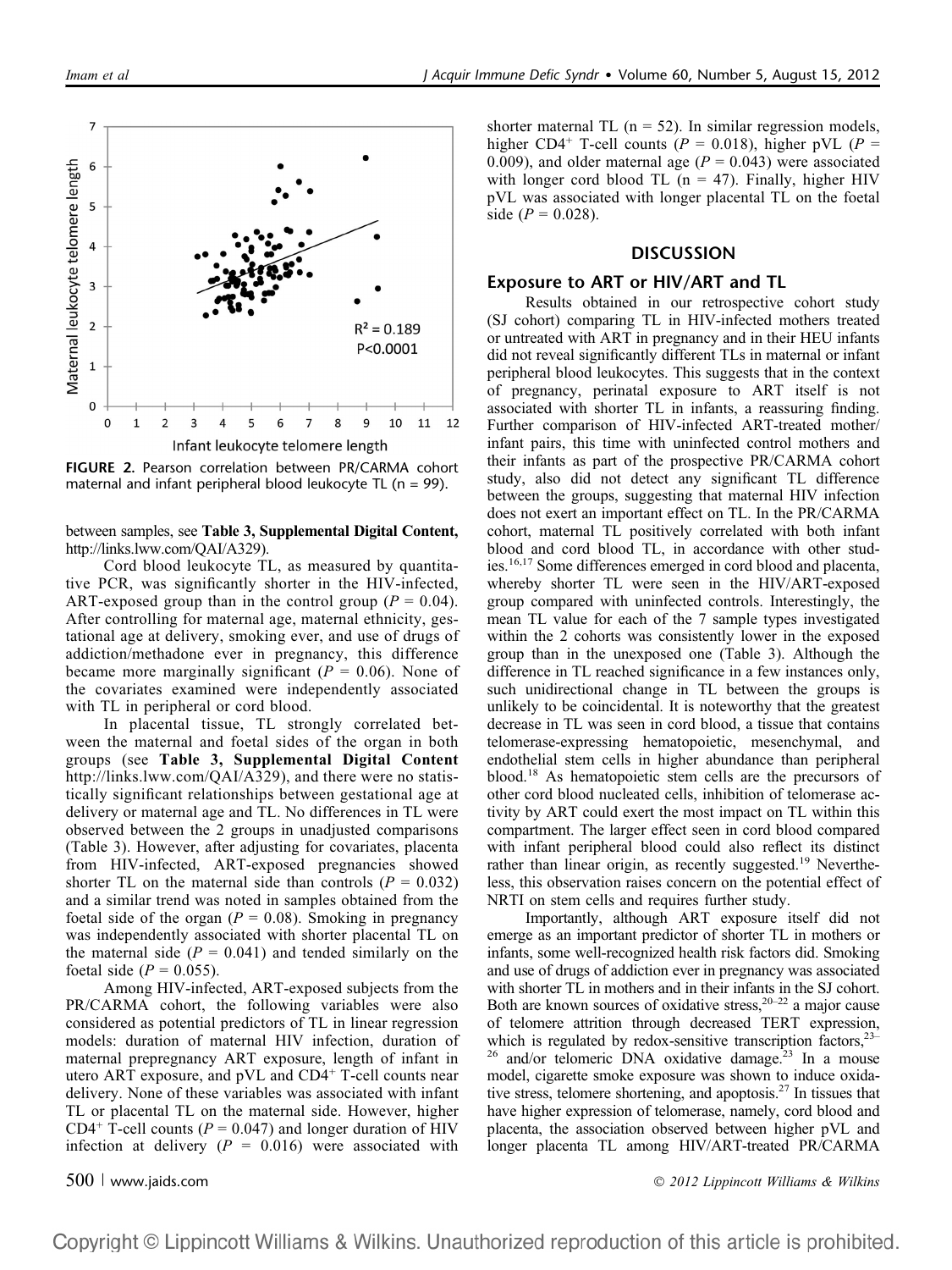7
6
5
4
3
2
1
0
0 1 2 3 4 5 6 7 8 9 10 11 12

Maternal leukocyte telomere length

Infant leukocyte telomere length

$R^2 = 0.189$
$P<0.0001$

**FIGURE 2.** Pearson correlation between PR/CARMA cohort maternal and infant peripheral blood leukocyte TL (n = 99).

between samples, see **Table 3, Supplemental Digital Content,** http://links.lww.com/QAI/A329).

Cord blood leukocyte TL, as measured by quantitative PCR, was significantly shorter in the HIV-infected, ART-exposed group than in the control group ($P = 0.04$). After controlling for maternal age, maternal ethnicity, gestational age at delivery, smoking ever, and use of drugs of addiction/methadone ever in pregnancy, this difference became more marginally significant ($P = 0.06$). None of the covariates examined were independently associated with TL in peripheral or cord blood.

In placental tissue, TL strongly correlated between the maternal and foetal sides of the organ in both groups (see **Table 3, Supplemental Digital Content** http://links.lww.com/QAI/A329), and there were no statistically significant relationships between gestational age at delivery or maternal age and TL. No differences in TL were observed between the 2 groups in unadjusted comparisons (Table 3). However, after adjusting for covariates, placenta from HIV-infected, ART-exposed pregnancies showed shorter TL on the maternal side than controls ($P = 0.032$) and a similar trend was noted in samples obtained from the foetal side of the organ ($P = 0.08$). Smoking in pregnancy was independently associated with shorter placental TL on the maternal side ($P = 0.041$) and tended similarly on the foetal side ($P = 0.055$).

Among HIV-infected, ART-exposed subjects from the PR/CARMA cohort, the following variables were also considered as potential predictors of TL in linear regression models: duration of maternal HIV infection, duration of maternal prepregnancy ART exposure, length of infant in utero ART exposure, and pVL and $CD4^+$ T-cell counts near delivery. None of these variables was associated with infant TL or placental TL on the maternal side. However, higher $CD4^+$ T-cell counts ($P = 0.047$) and longer duration of HIV infection at delivery ($P = 0.016$) were associated with shorter maternal TL (n = 52). In similar regression models, higher $CD4^+$ T-cell counts ($P = 0.018$), higher pVL ($P = 0.009$), and older maternal age ($P = 0.043$) were associated with longer cord blood TL (n = 47). Finally, higher HIV pVL was associated with longer placental TL on the foetal side ($P = 0.028$).

## DISCUSSION

### Exposure to ART or HIV/ART and TL

Results obtained in our retrospective cohort study (SJ cohort) comparing TL in HIV-infected mothers treated or untreated with ART in pregnancy and in their HEU infants did not reveal significantly different TLs in maternal or infant peripheral blood leukocytes. This suggests that in the context of pregnancy, perinatal exposure to ART itself is not associated with shorter TL in infants, a reassuring finding. Further comparison of HIV-infected ART-treated mother/infant pairs, this time with uninfected control mothers and their infants as part of the prospective PR/CARMA cohort study, also did not detect any significant TL difference between the groups, suggesting that maternal HIV infection does not exert an important effect on TL. In the PR/CARMA cohort, maternal TL positively correlated with both infant blood and cord blood TL, in accordance with other studies.[16,17] Some differences emerged in cord blood and placenta, whereby shorter TL were seen in the HIV/ART-exposed group compared with uninfected controls. Interestingly, the mean TL value for each of the 7 sample types investigated within the 2 cohorts was consistently lower in the exposed group than in the unexposed one (Table 3). Although the difference in TL reached significance in a few instances only, such unidirectional change in TL between the groups is unlikely to be coincidental. It is noteworthy that the greatest decrease in TL was seen in cord blood, a tissue that contains telomerase-expressing hematopoietic, mesenchymal, and endothelial stem cells in higher abundance than peripheral blood.[18] As hematopoietic stem cells are the precursors of other cord blood nucleated cells, inhibition of telomerase activity by ART could exert the most impact on TL within this compartment. The larger effect seen in cord blood compared with infant peripheral blood could also reflect its distinct rather than linear origin, as recently suggested.[19] Nevertheless, this observation raises concern on the potential effect of NRTI on stem cells and requires further study.

Importantly, although ART exposure itself did not emerge as an important predictor of shorter TL in mothers or infants, some well-recognized health risk factors did. Smoking and use of drugs of addiction ever in pregnancy was associated with shorter TL in mothers and in their infants in the SJ cohort. Both are known sources of oxidative stress,[20–22] a major cause of telomere attrition through decreased TERT expression, which is regulated by redox-sensitive transcription factors,[23–26] and/or telomeric DNA oxidative damage.[23] In a mouse model, cigarette smoke exposure was shown to induce oxidative stress, telomere shortening, and apoptosis.[27] In tissues that have higher expression of telomerase, namely, cord blood and placenta, the association observed between higher pVL and longer placenta TL among HIV/ART-treated PR/CARMA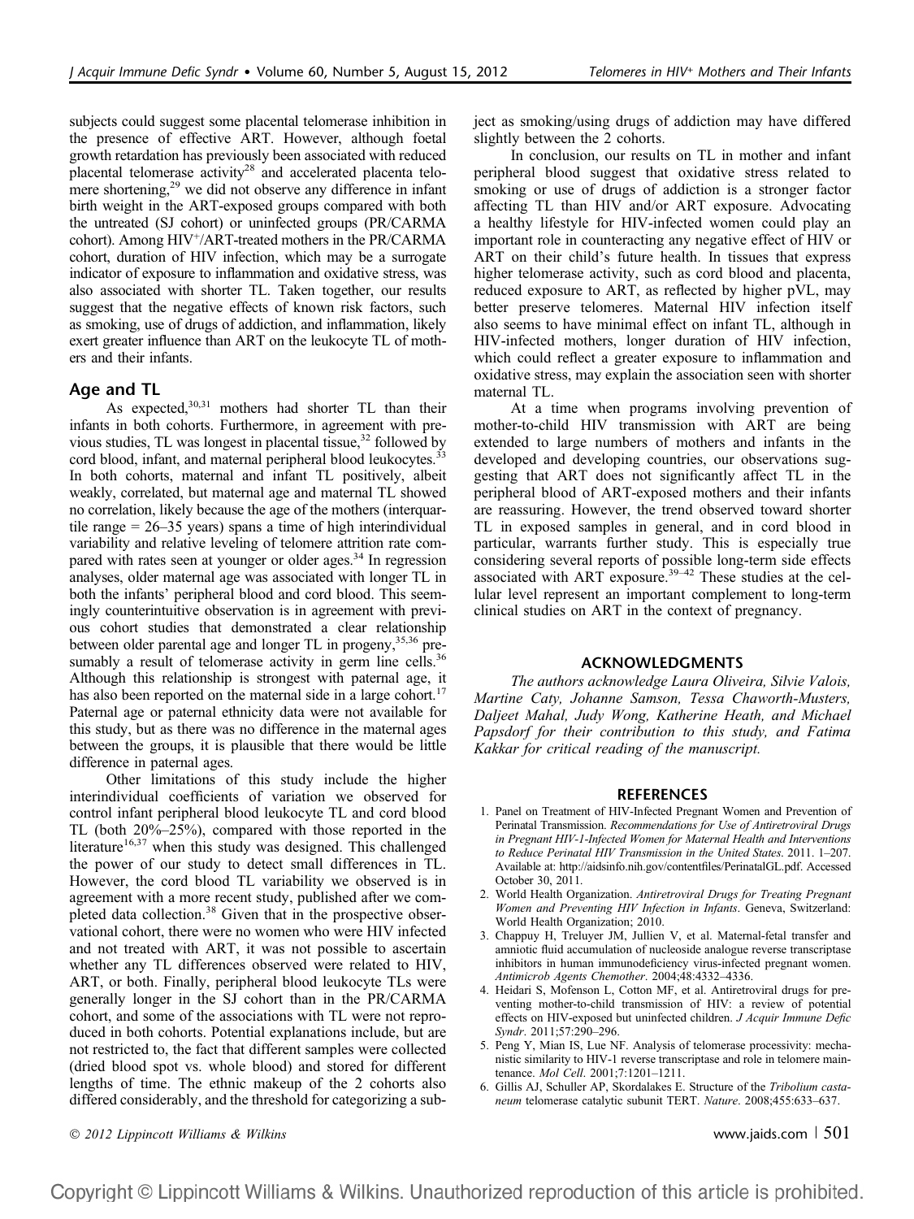subjects could suggest some placental telomerase inhibition in the presence of effective ART. However, although foetal growth retardation has previously been associated with reduced placental telomerase activity[28] and accelerated placenta telomere shortening,[29] we did not observe any difference in infant birth weight in the ART-exposed groups compared with both the untreated (SJ cohort) or uninfected groups (PR/CARMA cohort). Among HIV+/ART-treated mothers in the PR/CARMA cohort, duration of HIV infection, which may be a surrogate indicator of exposure to inflammation and oxidative stress, was also associated with shorter TL. Taken together, our results suggest that the negative effects of known risk factors, such as smoking, use of drugs of addiction, and inflammation, likely exert greater influence than ART on the leukocyte TL of mothers and their infants.

## Age and TL

As expected,[30,31] mothers had shorter TL than their infants in both cohorts. Furthermore, in agreement with previous studies, TL was longest in placental tissue,[32] followed by cord blood, infant, and maternal peripheral blood leukocytes.[33] In both cohorts, maternal and infant TL positively, albeit weakly, correlated, but maternal age and maternal TL showed no correlation, likely because the age of the mothers (interquartile range = 26–35 years) spans a time of high interindividual variability and relative leveling of telomere attrition rate compared with rates seen at younger or older ages.[34] In regression analyses, older maternal age was associated with longer TL in both the infants' peripheral blood and cord blood. This seemingly counterintuitive observation is in agreement with previous cohort studies that demonstrated a clear relationship between older parental age and longer TL in progeny,[35,36] presumably a result of telomerase activity in germ line cells.[36] Although this relationship is strongest with paternal age, it has also been reported on the maternal side in a large cohort.[17] Paternal age or paternal ethnicity data were not available for this study, but as there was no difference in the maternal ages between the groups, it is plausible that there would be little difference in paternal ages.

Other limitations of this study include the higher interindividual coefficients of variation we observed for control infant peripheral blood leukocyte TL and cord blood TL (both 20%–25%), compared with those reported in the literature[16,37] when this study was designed. This challenged the power of our study to detect small differences in TL. However, the cord blood TL variability we observed is in agreement with a more recent study, published after we completed data collection.[38] Given that in the prospective observational cohort, there were no women who were HIV infected and not treated with ART, it was not possible to ascertain whether any TL differences observed were related to HIV, ART, or both. Finally, peripheral blood leukocyte TLs were generally longer in the SJ cohort than in the PR/CARMA cohort, and some of the associations with TL were not reproduced in both cohorts. Potential explanations include, but are not restricted to, the fact that different samples were collected (dried blood spot vs. whole blood) and stored for different lengths of time. The ethnic makeup of the 2 cohorts also differed considerably, and the threshold for categorizing a subject as smoking/using drugs of addiction may have differed slightly between the 2 cohorts.

In conclusion, our results on TL in mother and infant peripheral blood suggest that oxidative stress related to smoking or use of drugs of addiction is a stronger factor affecting TL than HIV and/or ART exposure. Advocating a healthy lifestyle for HIV-infected women could play an important role in counteracting any negative effect of HIV or ART on their child's future health. In tissues that express higher telomerase activity, such as cord blood and placenta, reduced exposure to ART, as reflected by higher pVL, may better preserve telomeres. Maternal HIV infection itself also seems to have minimal effect on infant TL, although in HIV-infected mothers, longer duration of HIV infection, which could reflect a greater exposure to inflammation and oxidative stress, may explain the association seen with shorter maternal TL.

At a time when programs involving prevention of mother-to-child HIV transmission with ART are being extended to large numbers of mothers and infants in the developed and developing countries, our observations suggesting that ART does not significantly affect TL in the peripheral blood of ART-exposed mothers and their infants are reassuring. However, the trend observed toward shorter TL in exposed samples in general, and in cord blood in particular, warrants further study. This is especially true considering several reports of possible long-term side effects associated with ART exposure.[39–42] These studies at the cellular level represent an important complement to long-term clinical studies on ART in the context of pregnancy.

## ACKNOWLEDGMENTS

*The authors acknowledge Laura Oliveira, Silvie Valois, Martine Caty, Johanne Samson, Tessa Chaworth-Musters, Daljeet Mahal, Judy Wong, Katherine Heath, and Michael Papsdorf for their contribution to this study, and Fatima Kakkar for critical reading of the manuscript.*

## REFERENCES

1. Panel on Treatment of HIV-Infected Pregnant Women and Prevention of Perinatal Transmission. *Recommendations for Use of Antiretroviral Drugs in Pregnant HIV-1-Infected Women for Maternal Health and Interventions to Reduce Perinatal HIV Transmission in the United States*. 2011. 1–207. Available at: http://aidsinfo.nih.gov/contentfiles/PerinatalGL.pdf. Accessed October 30, 2011.
2. World Health Organization. *Antiretroviral Drugs for Treating Pregnant Women and Preventing HIV Infection in Infants*. Geneva, Switzerland: World Health Organization; 2010.
3. Chappuy H, Treluyer JM, Jullien V, et al. Maternal-fetal transfer and amniotic fluid accumulation of nucleoside analogue reverse transcriptase inhibitors in human immunodeficiency virus-infected pregnant women. *Antimicrob Agents Chemother*. 2004;48:4332–4336.
4. Heidari S, Mofenson L, Cotton MF, et al. Antiretroviral drugs for preventing mother-to-child transmission of HIV: a review of potential effects on HIV-exposed but uninfected children. *J Acquir Immune Defic Syndr*. 2011;57:290–296.
5. Peng Y, Mian IS, Lue NF. Analysis of telomerase processivity: mechanistic similarity to HIV-1 reverse transcriptase and role in telomere maintenance. *Mol Cell*. 2001;7:1201–1211.
6. Gillis AJ, Schuller AP, Skordalakes E. Structure of the *Tribolium castaneum* telomerase catalytic subunit TERT. *Nature*. 2008;455:633–637.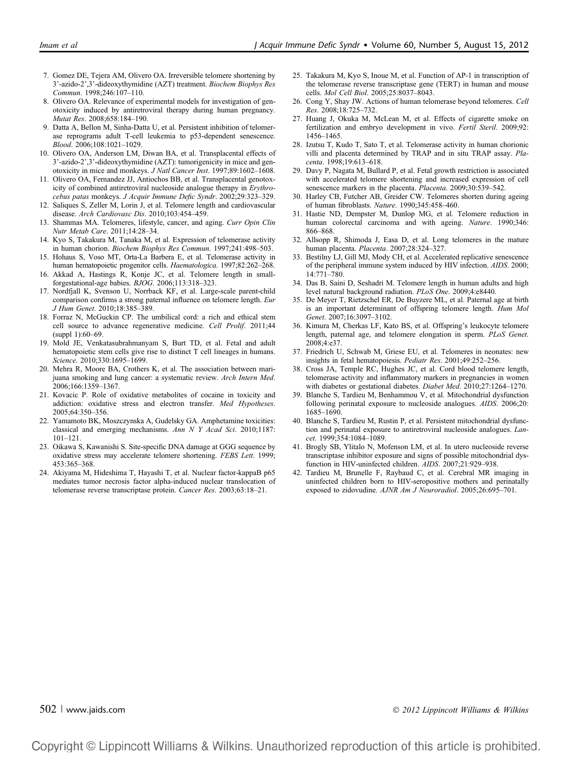7. Gomez DE, Tejera AM, Olivero OA. Irreversible telomere shortening by 3'-azido-2',3'-dideoxythymidine (AZT) treatment. *Biochem Biophys Res Commun*. 1998;246:107–110.
8. Olivero OA. Relevance of experimental models for investigation of genotoxicity induced by antiretroviral therapy during human pregnancy. *Mutat Res*. 2008;658:184–190.
9. Datta A, Bellon M, Sinha-Datta U, et al. Persistent inhibition of telomerase reprograms adult T-cell leukemia to p53-dependent senescence. *Blood*. 2006;108:1021–1029.
10. Olivero OA, Anderson LM, Diwan BA, et al. Transplacental effects of 3'-azido-2',3'-dideoxythymidine (AZT): tumorigenicity in mice and genotoxicity in mice and monkeys. *J Natl Cancer Inst*. 1997;89:1602–1608.
11. Olivero OA, Fernandez JJ, Antiochos BB, et al. Transplacental genotoxicity of combined antiretroviral nucleoside analogue therapy in *Erythrocebus patas* monkeys. *J Acquir Immune Defic Syndr*. 2002;29:323–329.
12. Saliques S, Zeller M, Lorin J, et al. Telomere length and cardiovascular disease. *Arch Cardiovasc Dis*. 2010;103:454–459.
13. Shammas MA. Telomeres, lifestyle, cancer, and aging. *Curr Opin Clin Nutr Metab Care*. 2011;14:28–34.
14. Kyo S, Takakura M, Tanaka M, et al. Expression of telomerase activity in human chorion. *Biochem Biophys Res Commun*. 1997;241:498–503.
15. Hohaus S, Voso MT, Orta-La Barbera E, et al. Telomerase activity in human hematopoietic progenitor cells. *Haematologica*. 1997;82:262–268.
16. Akkad A, Hastings R, Konje JC, et al. Telomere length in small-forgestational-age babies. *BJOG*. 2006;113:318–323.
17. Nordfjall K, Svenson U, Norrback KF, et al. Large-scale parent-child comparison confirms a strong paternal influence on telomere length. *Eur J Hum Genet*. 2010;18:385–389.
18. Forraz N, McGuckin CP. The umbilical cord: a rich and ethical stem cell source to advance regenerative medicine. *Cell Prolif*. 2011;44 (suppl 1):60–69.
19. Mold JE, Venkatasubrahmanyam S, Burt TD, et al. Fetal and adult hematopoietic stem cells give rise to distinct T cell lineages in humans. *Science*. 2010;330:1695–1699.
20. Mehra R, Moore BA, Crothers K, et al. The association between marijuana smoking and lung cancer: a systematic review. *Arch Intern Med*. 2006;166:1359–1367.
21. Kovacic P. Role of oxidative metabolites of cocaine in toxicity and addiction: oxidative stress and electron transfer. *Med Hypotheses*. 2005;64:350–356.
22. Yamamoto BK, Moszczynska A, Gudelsky GA. Amphetamine toxicities: classical and emerging mechanisms. *Ann N Y Acad Sci*. 2010;1187: 101–121.
23. Oikawa S, Kawanishi S. Site-specific DNA damage at GGG sequence by oxidative stress may accelerate telomere shortening. *FEBS Lett*. 1999; 453:365–368.
24. Akiyama M, Hideshima T, Hayashi T, et al. Nuclear factor-kappaB p65 mediates tumor necrosis factor alpha-induced nuclear translocation of telomerase reverse transcriptase protein. *Cancer Res*. 2003;63:18–21.
25. Takakura M, Kyo S, Inoue M, et al. Function of AP-1 in transcription of the telomerase reverse transcriptase gene (TERT) in human and mouse cells. *Mol Cell Biol*. 2005;25:8037–8043.
26. Cong Y, Shay JW. Actions of human telomerase beyond telomeres. *Cell Res*. 2008;18:725–732.
27. Huang J, Okuka M, McLean M, et al. Effects of cigarette smoke on fertilization and embryo development in vivo. *Fertil Steril*. 2009;92: 1456–1465.
28. Izutsu T, Kudo T, Sato T, et al. Telomerase activity in human chorionic villi and placenta determined by TRAP and in situ TRAP assay. *Placenta*. 1998;19:613–618.
29. Davy P, Nagata M, Bullard P, et al. Fetal growth restriction is associated with accelerated telomere shortening and increased expression of cell senescence markers in the placenta. *Placenta*. 2009;30:539–542.
30. Harley CB, Futcher AB, Greider CW. Telomeres shorten during ageing of human fibroblasts. *Nature*. 1990;345:458–460.
31. Hastie ND, Dempster M, Dunlop MG, et al. Telomere reduction in human colorectal carcinoma and with ageing. *Nature*. 1990;346: 866–868.
32. Allsopp R, Shimoda J, Easa D, et al. Long telomeres in the mature human placenta. *Placenta*. 2007;28:324–327.
33. Bestilny LJ, Gill MJ, Mody CH, et al. Accelerated replicative senescence of the peripheral immune system induced by HIV infection. *AIDS*. 2000; 14:771–780.
34. Das B, Saini D, Seshadri M. Telomere length in human adults and high level natural background radiation. *PLoS One*. 2009;4:e8440.
35. De Meyer T, Rietzschel ER, De Buyzere ML, et al. Paternal age at birth is an important determinant of offspring telomere length. *Hum Mol Genet*. 2007;16:3097–3102.
36. Kimura M, Cherkas LF, Kato BS, et al. Offspring's leukocyte telomere length, paternal age, and telomere elongation in sperm. *PLoS Genet*. 2008;4:e37.
37. Friedrich U, Schwab M, Griese EU, et al. Telomeres in neonates: new insights in fetal hematopoiesis. *Pediatr Res*. 2001;49:252–256.
38. Cross JA, Temple RC, Hughes JC, et al. Cord blood telomere length, telomerase activity and inflammatory markers in pregnancies in women with diabetes or gestational diabetes. *Diabet Med*. 2010;27:1264–1270.
39. Blanche S, Tardieu M, Benhammou V, et al. Mitochondrial dysfunction following perinatal exposure to nucleoside analogues. *AIDS*. 2006;20: 1685–1690.
40. Blanche S, Tardieu M, Rustin P, et al. Persistent mitochondrial dysfunction and perinatal exposure to antiretroviral nucleoside analogues. *Lancet*. 1999;354:1084–1089.
41. Brogly SB, Ylitalo N, Mofenson LM, et al. In utero nucleoside reverse transcriptase inhibitor exposure and signs of possible mitochondrial dysfunction in HIV-uninfected children. *AIDS*. 2007;21:929–938.
42. Tardieu M, Brunelle F, Raybaud C, et al. Cerebral MR imaging in uninfected children born to HIV-seropositive mothers and perinatally exposed to zidovudine. *AJNR Am J Neuroradiol*. 2005;26:695–701.